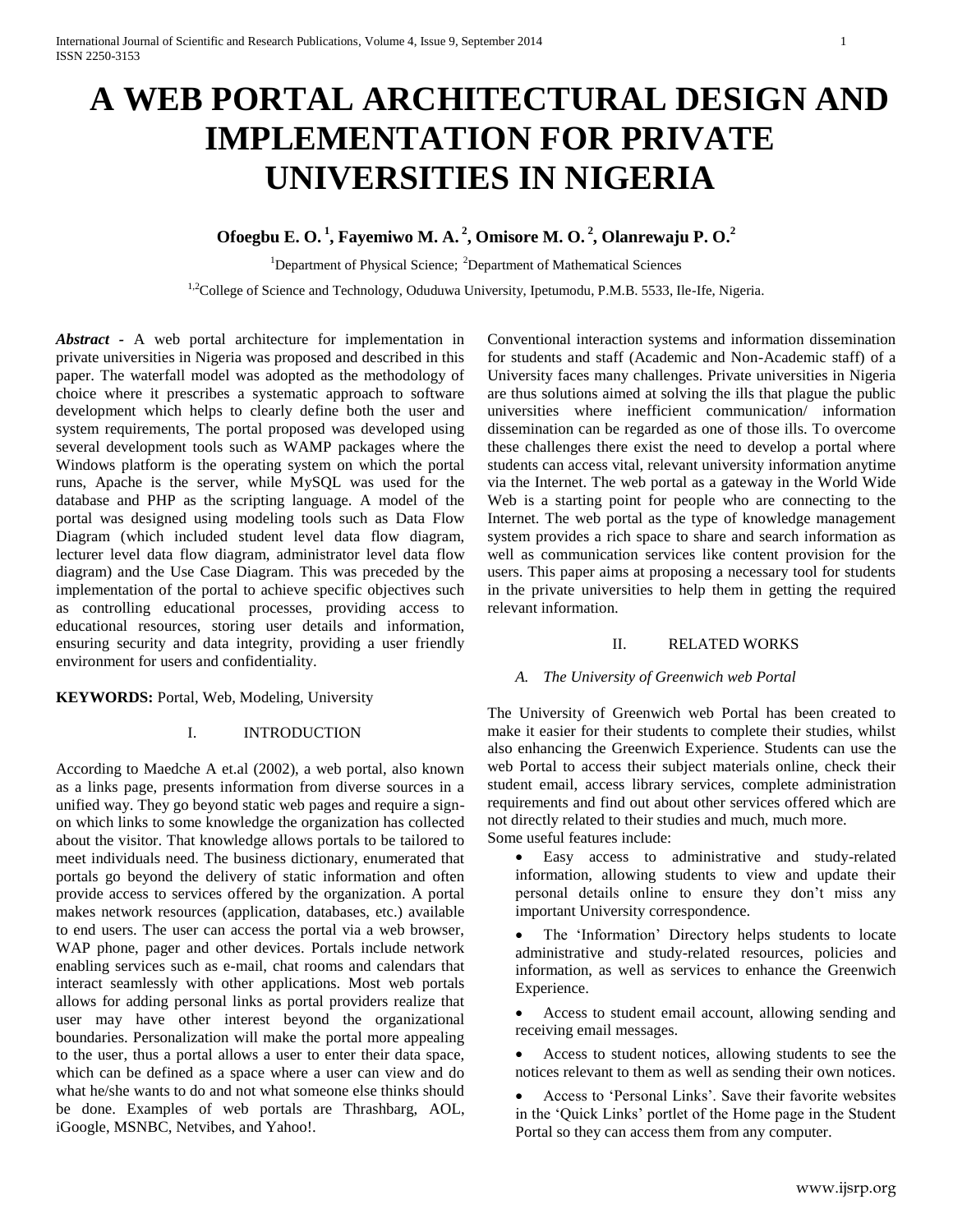# A WEB PORTAL ARCHITECTURAL DESIGN AND IMPLEMENTATION FOR PRIVATE UNIVERSITIES IN NIGERIA

**Ofoegbu E. O.[1], Fayemiwo M. A.[2], Omisore M. O.[2], Olanrewaju P. O.[2]**

[1]Department of Physical Science; [2]Department of Mathematical Sciences

[1,2]College of Science and Technology, Oduduwa University, Ipetumodu, P.M.B. 5533, Ile-Ife, Nigeria.

***Abstract*** **-** A web portal architecture for implementation in private universities in Nigeria was proposed and described in this paper. The waterfall model was adopted as the methodology of choice where it prescribes a systematic approach to software development which helps to clearly define both the user and system requirements, The portal proposed was developed using several development tools such as WAMP packages where the Windows platform is the operating system on which the portal runs, Apache is the server, while MySQL was used for the database and PHP as the scripting language. A model of the portal was designed using modeling tools such as Data Flow Diagram (which included student level data flow diagram, lecturer level data flow diagram, administrator level data flow diagram) and the Use Case Diagram. This was preceded by the implementation of the portal to achieve specific objectives such as controlling educational processes, providing access to educational resources, storing user details and information, ensuring security and data integrity, providing a user friendly environment for users and confidentiality.

**KEYWORDS:** Portal, Web, Modeling, University

## I. INTRODUCTION

According to Maedche A et.al (2002), a web portal, also known as a links page, presents information from diverse sources in a unified way. They go beyond static web pages and require a sign-on which links to some knowledge the organization has collected about the visitor. That knowledge allows portals to be tailored to meet individuals need. The business dictionary, enumerated that portals go beyond the delivery of static information and often provide access to services offered by the organization. A portal makes network resources (application, databases, etc.) available to end users. The user can access the portal via a web browser, WAP phone, pager and other devices. Portals include network enabling services such as e-mail, chat rooms and calendars that interact seamlessly with other applications. Most web portals allows for adding personal links as portal providers realize that user may have other interest beyond the organizational boundaries. Personalization will make the portal more appealing to the user, thus a portal allows a user to enter their data space, which can be defined as a space where a user can view and do what he/she wants to do and not what someone else thinks should be done. Examples of web portals are Thrashbarg, AOL, iGoogle, MSNBC, Netvibes, and Yahoo!.

Conventional interaction systems and information dissemination for students and staff (Academic and Non-Academic staff) of a University faces many challenges. Private universities in Nigeria are thus solutions aimed at solving the ills that plague the public universities where inefficient communication/ information dissemination can be regarded as one of those ills. To overcome these challenges there exist the need to develop a portal where students can access vital, relevant university information anytime via the Internet. The web portal as a gateway in the World Wide Web is a starting point for people who are connecting to the Internet. The web portal as the type of knowledge management system provides a rich space to share and search information as well as communication services like content provision for the users. This paper aims at proposing a necessary tool for students in the private universities to help them in getting the required relevant information.

## II. RELATED WORKS

### *A. The University of Greenwich web Portal*

The University of Greenwich web Portal has been created to make it easier for their students to complete their studies, whilst also enhancing the Greenwich Experience. Students can use the web Portal to access their subject materials online, check their student email, access library services, complete administration requirements and find out about other services offered which are not directly related to their studies and much, much more.
Some useful features include:

- Easy access to administrative and study-related information, allowing students to view and update their personal details online to ensure they don't miss any important University correspondence.
- The 'Information' Directory helps students to locate administrative and study-related resources, policies and information, as well as services to enhance the Greenwich Experience.
- Access to student email account, allowing sending and receiving email messages.
- Access to student notices, allowing students to see the notices relevant to them as well as sending their own notices.
- Access to 'Personal Links'. Save their favorite websites in the 'Quick Links' portlet of the Home page in the Student Portal so they can access them from any computer.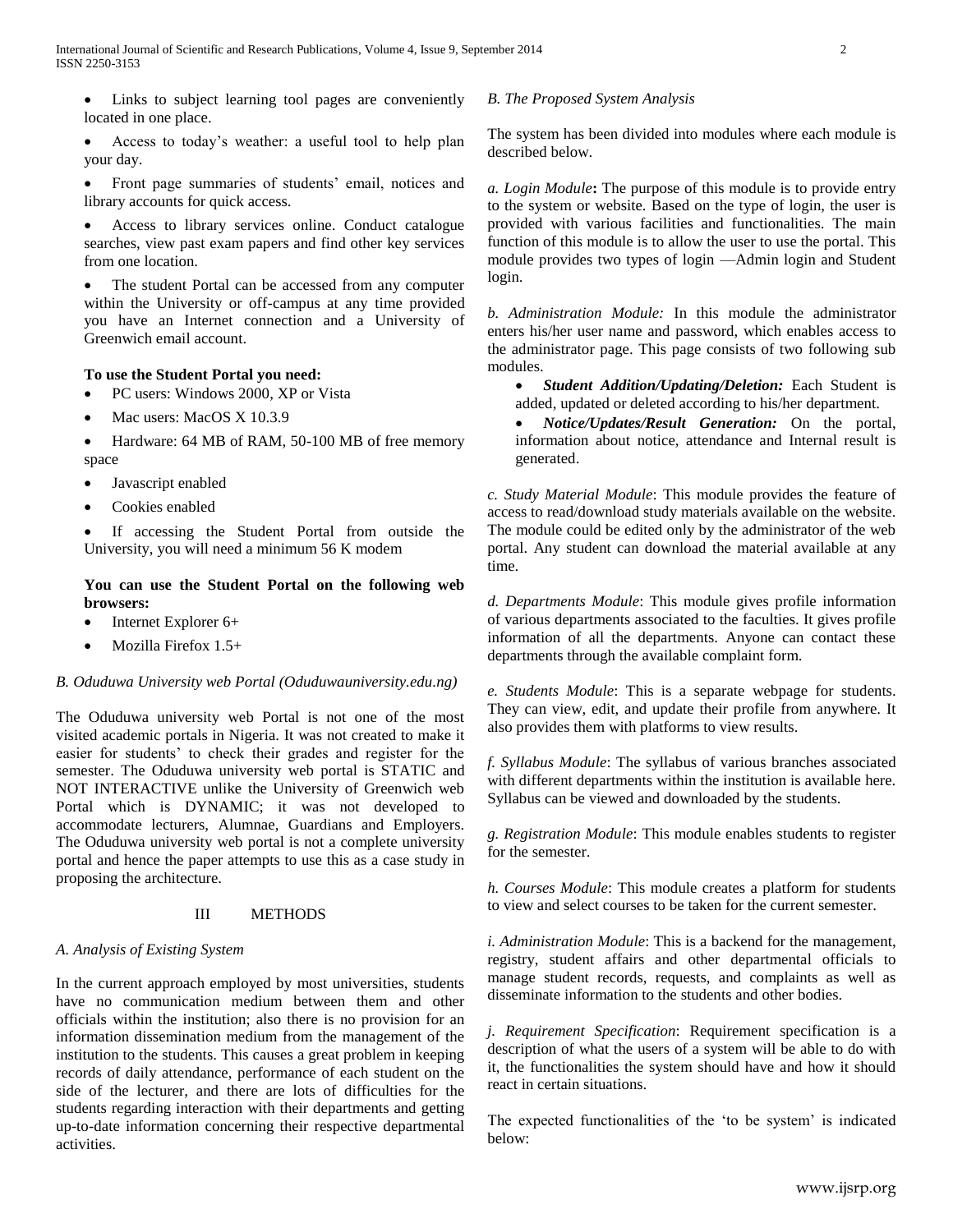- Links to subject learning tool pages are conveniently located in one place.
- Access to today's weather: a useful tool to help plan your day.
- Front page summaries of students' email, notices and library accounts for quick access.
- Access to library services online. Conduct catalogue searches, view past exam papers and find other key services from one location.
- The student Portal can be accessed from any computer within the University or off-campus at any time provided you have an Internet connection and a University of Greenwich email account.

**To use the Student Portal you need:**

- PC users: Windows 2000, XP or Vista
- Mac users: MacOS X 10.3.9
- Hardware: 64 MB of RAM, 50-100 MB of free memory space
- Javascript enabled
- Cookies enabled
- If accessing the Student Portal from outside the University, you will need a minimum 56 K modem

**You can use the Student Portal on the following web browsers:**

- Internet Explorer 6+
- Mozilla Firefox 1.5+

*B. Oduduwa University web Portal (Oduduwauniversity.edu.ng)*

The Oduduwa university web Portal is not one of the most visited academic portals in Nigeria. It was not created to make it easier for students' to check their grades and register for the semester. The Oduduwa university web portal is STATIC and NOT INTERACTIVE unlike the University of Greenwich web Portal which is DYNAMIC; it was not developed to accommodate lecturers, Alumnae, Guardians and Employers. The Oduduwa university web portal is not a complete university portal and hence the paper attempts to use this as a case study in proposing the architecture.

## III METHODS

*A. Analysis of Existing System*

In the current approach employed by most universities, students have no communication medium between them and other officials within the institution; also there is no provision for an information dissemination medium from the management of the institution to the students. This causes a great problem in keeping records of daily attendance, performance of each student on the side of the lecturer, and there are lots of difficulties for the students regarding interaction with their departments and getting up-to-date information concerning their respective departmental activities.

*B. The Proposed System Analysis*

The system has been divided into modules where each module is described below.

*a. Login Module***:** The purpose of this module is to provide entry to the system or website. Based on the type of login, the user is provided with various facilities and functionalities. The main function of this module is to allow the user to use the portal. This module provides two types of login —Admin login and Student login.

*b. Administration Module:* In this module the administrator enters his/her user name and password, which enables access to the administrator page. This page consists of two following sub modules.

- ***Student Addition/Updating/Deletion:*** Each Student is added, updated or deleted according to his/her department.
- ***Notice/Updates/Result Generation:*** On the portal, information about notice, attendance and Internal result is generated.

*c. Study Material Module*: This module provides the feature of access to read/download study materials available on the website. The module could be edited only by the administrator of the web portal. Any student can download the material available at any time.

*d. Departments Module*: This module gives profile information of various departments associated to the faculties. It gives profile information of all the departments. Anyone can contact these departments through the available complaint form.

*e. Students Module*: This is a separate webpage for students. They can view, edit, and update their profile from anywhere. It also provides them with platforms to view results.

*f. Syllabus Module*: The syllabus of various branches associated with different departments within the institution is available here. Syllabus can be viewed and downloaded by the students.

*g. Registration Module*: This module enables students to register for the semester.

*h. Courses Module*: This module creates a platform for students to view and select courses to be taken for the current semester.

*i. Administration Module*: This is a backend for the management, registry, student affairs and other departmental officials to manage student records, requests, and complaints as well as disseminate information to the students and other bodies.

*j. Requirement Specification*: Requirement specification is a description of what the users of a system will be able to do with it, the functionalities the system should have and how it should react in certain situations.

The expected functionalities of the 'to be system' is indicated below: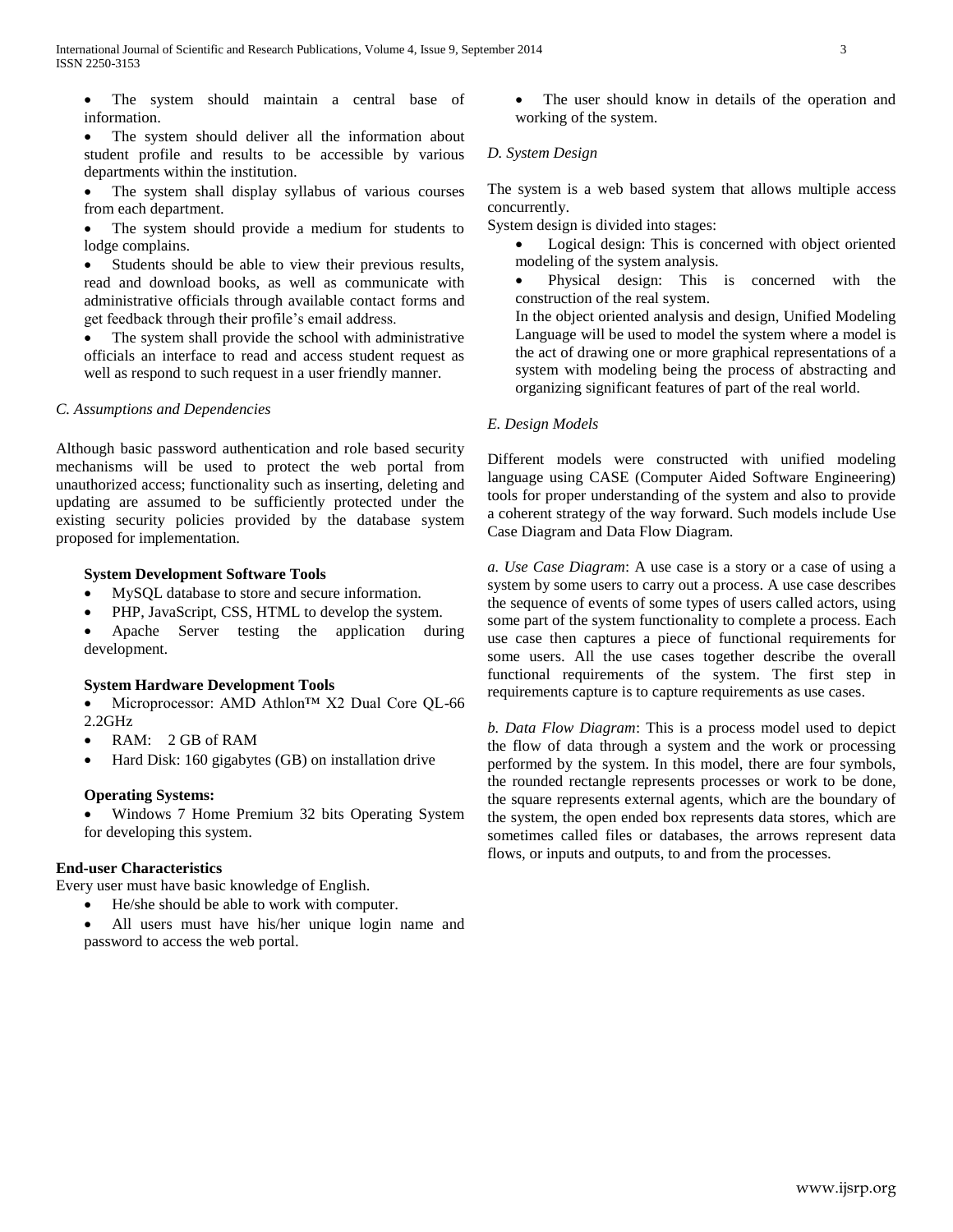- The system should maintain a central base of information.
- The system should deliver all the information about student profile and results to be accessible by various departments within the institution.
- The system shall display syllabus of various courses from each department.
- The system should provide a medium for students to lodge complains.
- Students should be able to view their previous results, read and download books, as well as communicate with administrative officials through available contact forms and get feedback through their profile's email address.
- The system shall provide the school with administrative officials an interface to read and access student request as well as respond to such request in a user friendly manner.

### *C. Assumptions and Dependencies*

Although basic password authentication and role based security mechanisms will be used to protect the web portal from unauthorized access; functionality such as inserting, deleting and updating are assumed to be sufficiently protected under the existing security policies provided by the database system proposed for implementation.

**System Development Software Tools**

- MySQL database to store and secure information.
- PHP, JavaScript, CSS, HTML to develop the system.
- Apache Server testing the application during development.

**System Hardware Development Tools**

- Microprocessor: AMD Athlon™ X2 Dual Core QL-66 2.2GHz
- RAM: 2 GB of RAM
- Hard Disk: 160 gigabytes (GB) on installation drive

**Operating Systems:**

- Windows 7 Home Premium 32 bits Operating System for developing this system.

**End-user Characteristics**

Every user must have basic knowledge of English.

- He/she should be able to work with computer.
- All users must have his/her unique login name and password to access the web portal.
- The user should know in details of the operation and working of the system.

### *D. System Design*

The system is a web based system that allows multiple access concurrently.

System design is divided into stages:

- Logical design: This is concerned with object oriented modeling of the system analysis.
- Physical design: This is concerned with the construction of the real system.

  In the object oriented analysis and design, Unified Modeling Language will be used to model the system where a model is the act of drawing one or more graphical representations of a system with modeling being the process of abstracting and organizing significant features of part of the real world.

### *E. Design Models*

Different models were constructed with unified modeling language using CASE (Computer Aided Software Engineering) tools for proper understanding of the system and also to provide a coherent strategy of the way forward. Such models include Use Case Diagram and Data Flow Diagram.

*a. Use Case Diagram*: A use case is a story or a case of using a system by some users to carry out a process. A use case describes the sequence of events of some types of users called actors, using some part of the system functionality to complete a process. Each use case then captures a piece of functional requirements for some users. All the use cases together describe the overall functional requirements of the system. The first step in requirements capture is to capture requirements as use cases.

*b. Data Flow Diagram*: This is a process model used to depict the flow of data through a system and the work or processing performed by the system. In this model, there are four symbols, the rounded rectangle represents processes or work to be done, the square represents external agents, which are the boundary of the system, the open ended box represents data stores, which are sometimes called files or databases, the arrows represent data flows, or inputs and outputs, to and from the processes.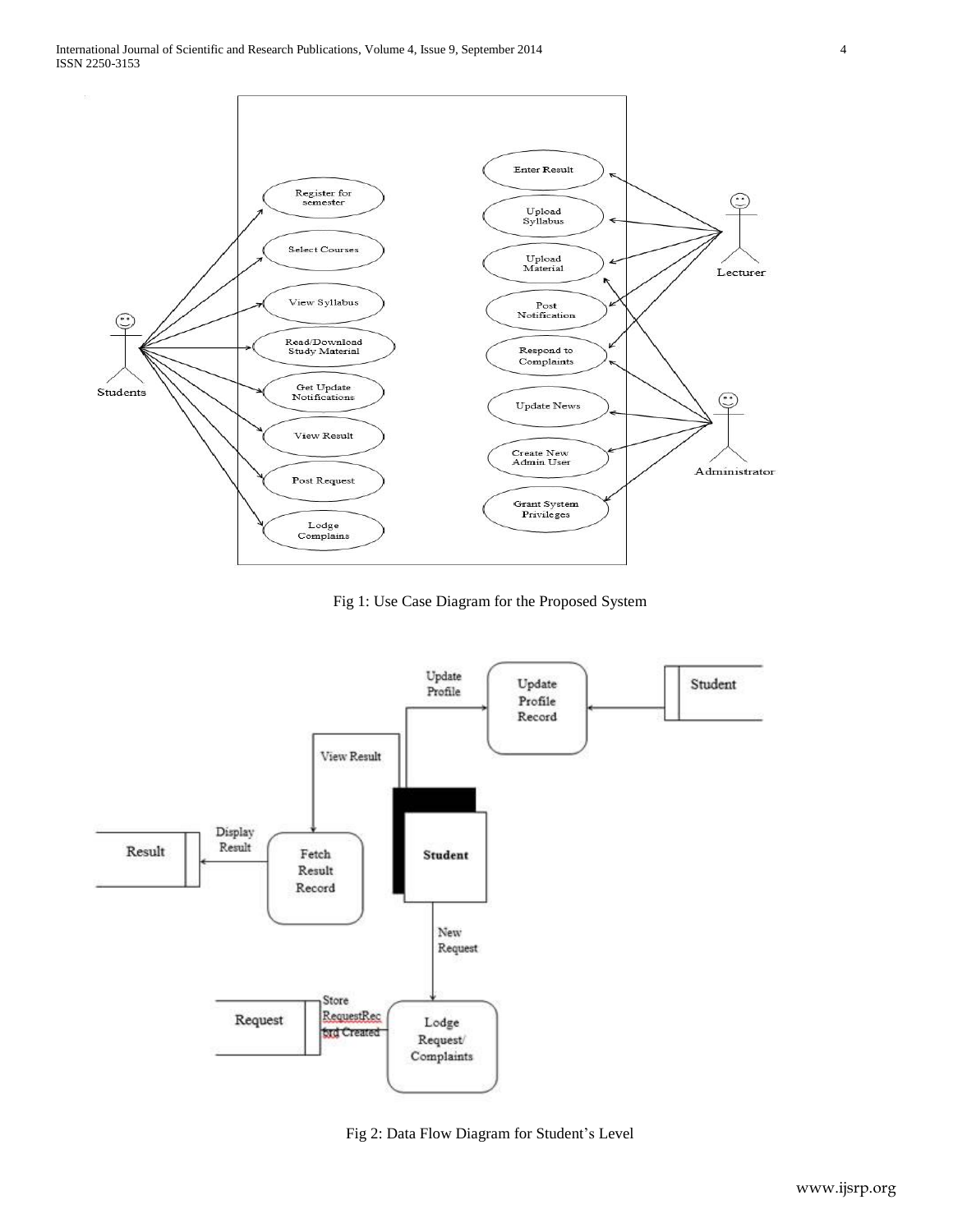Fig 1: Use Case Diagram for the Proposed System

Fig 2: Data Flow Diagram for Student's Level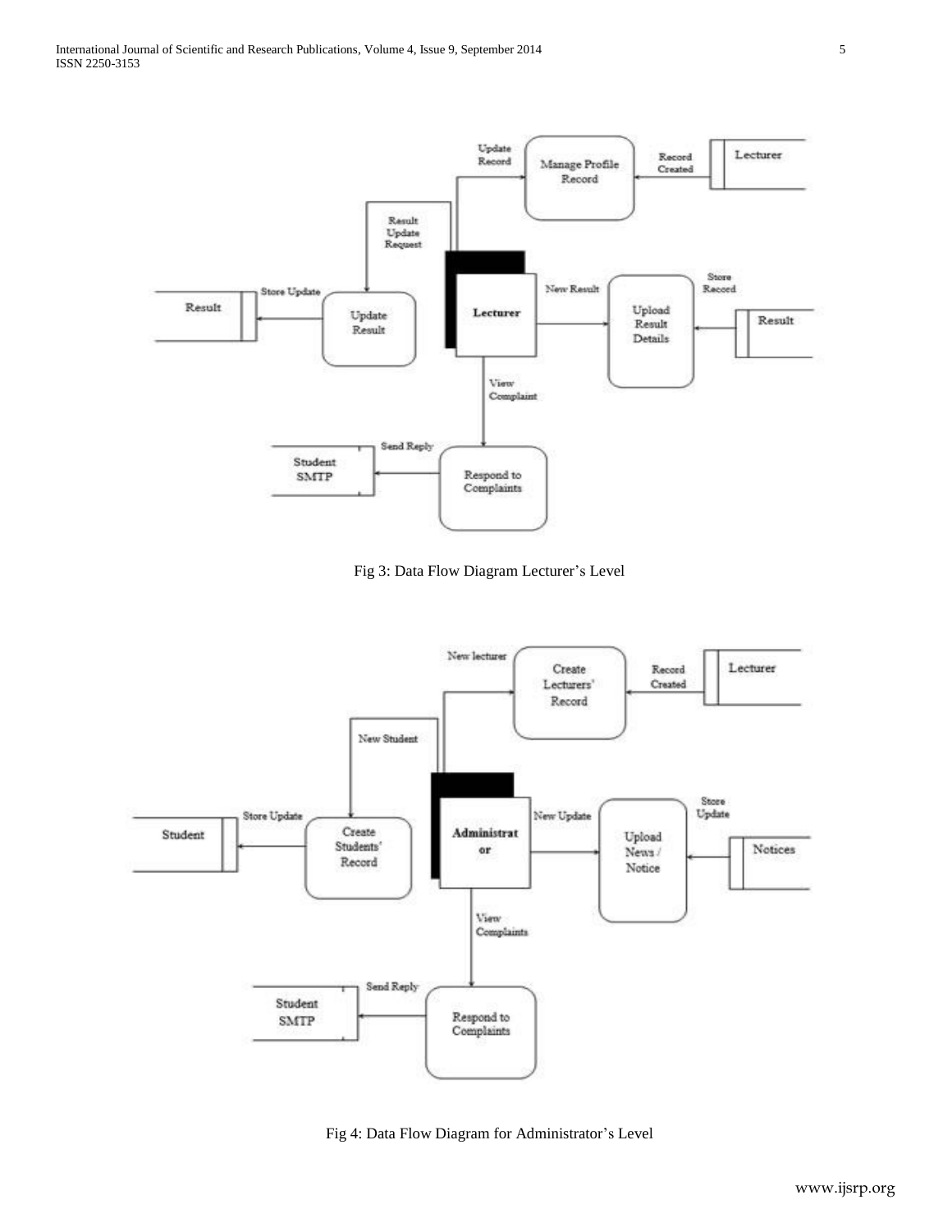Fig 3: Data Flow Diagram Lecturer's Level

Fig 4: Data Flow Diagram for Administrator's Level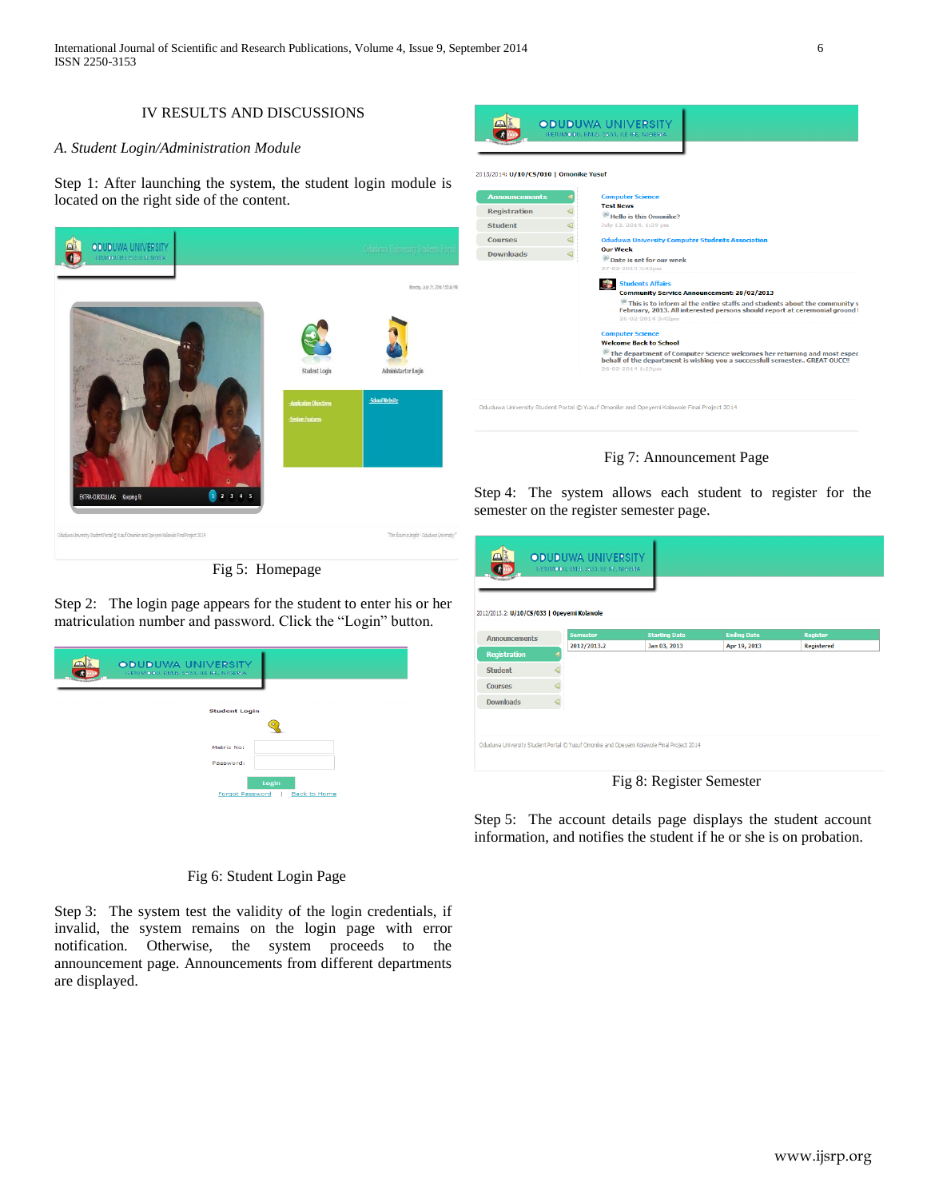## IV RESULTS AND DISCUSSIONS

### A. Student Login/Administration Module

Step 1: After launching the system, the student login module is located on the right side of the content.

Fig 5: Homepage

Step 2: The login page appears for the student to enter his or her matriculation number and password. Click the "Login" button.

Fig 6: Student Login Page

Step 3: The system test the validity of the login credentials, if invalid, the system remains on the login page with error notification. Otherwise, the system proceeds to the announcement page. Announcements from different departments are displayed.

Fig 7: Announcement Page

Step 4: The system allows each student to register for the semester on the register semester page.

Fig 8: Register Semester

Step 5: The account details page displays the student account information, and notifies the student if he or she is on probation.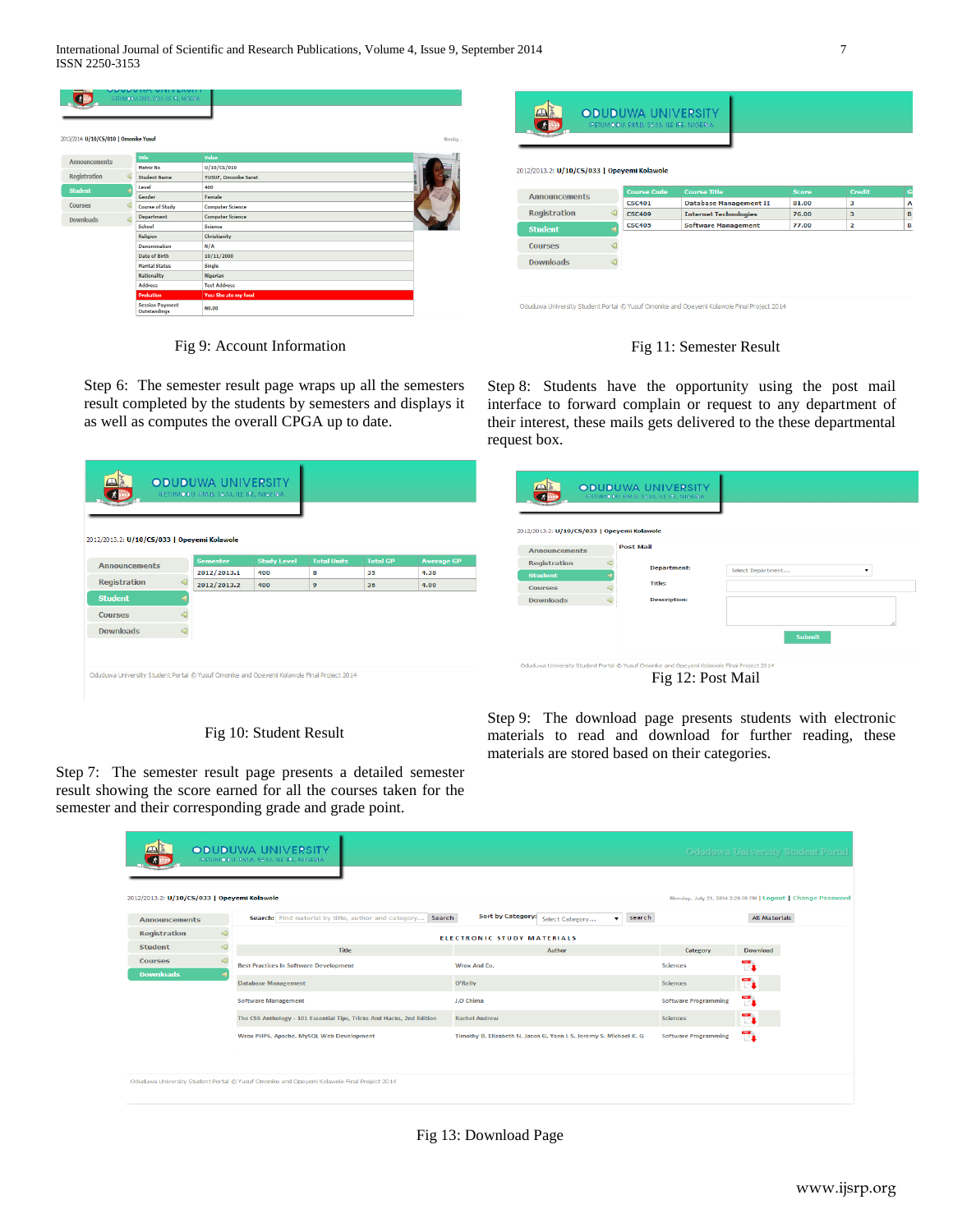Fig 9: Account Information

Step 6: The semester result page wraps up all the semesters result completed by the students by semesters and displays it as well as computes the overall CPGA up to date.

Fig 10: Student Result

Step 7: The semester result page presents a detailed semester result showing the score earned for all the courses taken for the semester and their corresponding grade and grade point.

Fig 11: Semester Result

Step 8: Students have the opportunity using the post mail interface to forward complain or request to any department of their interest, these mails gets delivered to the these departmental request box.

Fig 12: Post Mail

Step 9: The download page presents students with electronic materials to read and download for further reading, these materials are stored based on their categories.

Fig 13: Download Page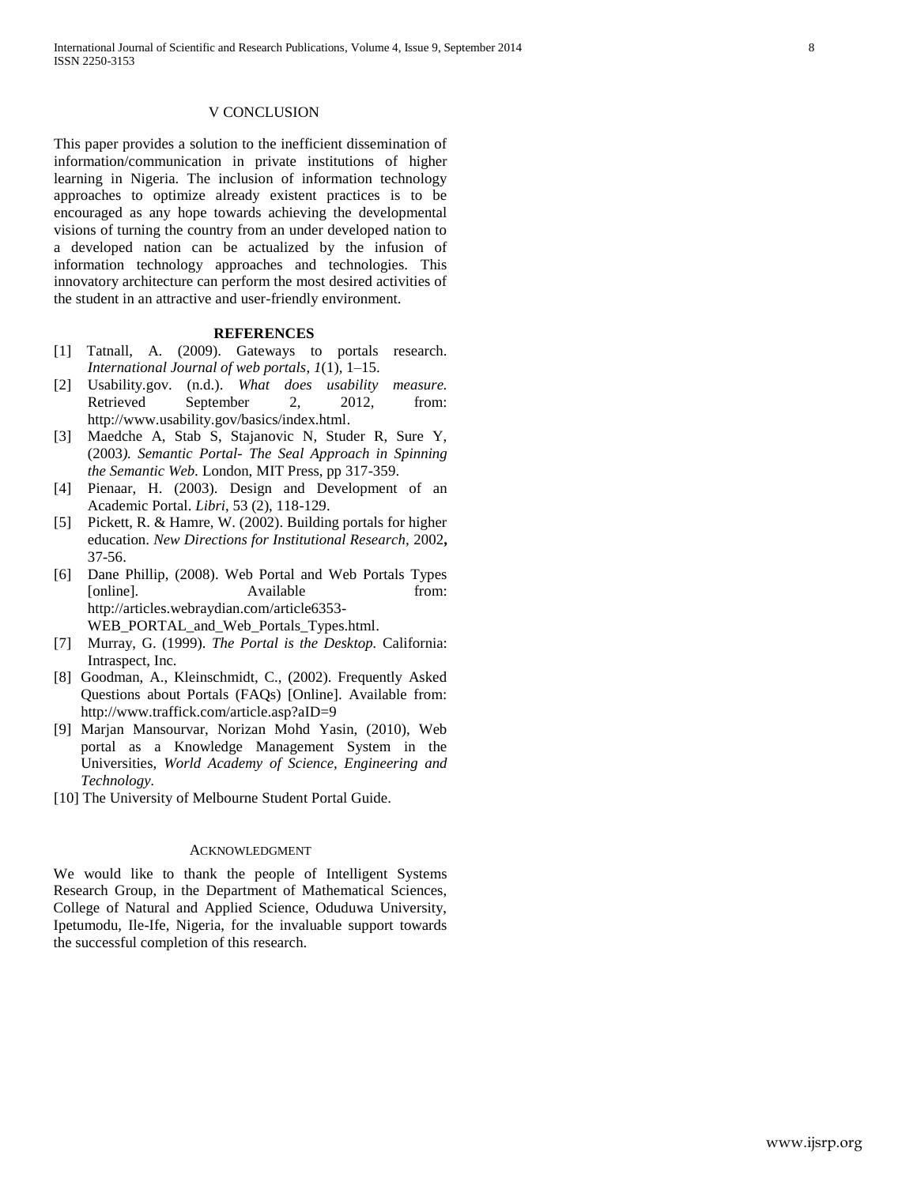## V CONCLUSION

This paper provides a solution to the inefficient dissemination of information/communication in private institutions of higher learning in Nigeria. The inclusion of information technology approaches to optimize already existent practices is to be encouraged as any hope towards achieving the developmental visions of turning the country from an under developed nation to a developed nation can be actualized by the infusion of information technology approaches and technologies. This innovatory architecture can perform the most desired activities of the student in an attractive and user-friendly environment.

## REFERENCES

[1] Tatnall, A. (2009). Gateways to portals research. *International Journal of web portals*, *1*(1), 1–15.

[2] Usability.gov. (n.d.). *What does usability measure.* Retrieved September 2, 2012, from: http://www.usability.gov/basics/index.html.

[3] Maedche A, Stab S, Stajanovic N, Studer R, Sure Y, (2003*). Semantic Portal- The Seal Approach in Spinning the Semantic Web*. London, MIT Press, pp 317-359.

[4] Pienaar, H. (2003). Design and Development of an Academic Portal. *Libri*, 53 (2), 118-129.

[5] Pickett, R. & Hamre, W. (2002). Building portals for higher education. *New Directions for Institutional Research*, 2002**,** 37-56.

[6] Dane Phillip, (2008). Web Portal and Web Portals Types [online]. Available from: http://articles.webraydian.com/article6353-WEB_PORTAL_and_Web_Portals_Types.html.

[7] Murray, G. (1999). *The Portal is the Desktop.* California: Intraspect, Inc.

[8] Goodman, A., Kleinschmidt, C., (2002). Frequently Asked Questions about Portals (FAQs) [Online]. Available from: http://www.traffick.com/article.asp?aID=9

[9] Marjan Mansourvar, Norizan Mohd Yasin, (2010), Web portal as a Knowledge Management System in the Universities, *World Academy of Science, Engineering and Technology.*

[10] The University of Melbourne Student Portal Guide.

## ACKNOWLEDGMENT

We would like to thank the people of Intelligent Systems Research Group, in the Department of Mathematical Sciences, College of Natural and Applied Science, Oduduwa University, Ipetumodu, Ile-Ife, Nigeria, for the invaluable support towards the successful completion of this research.